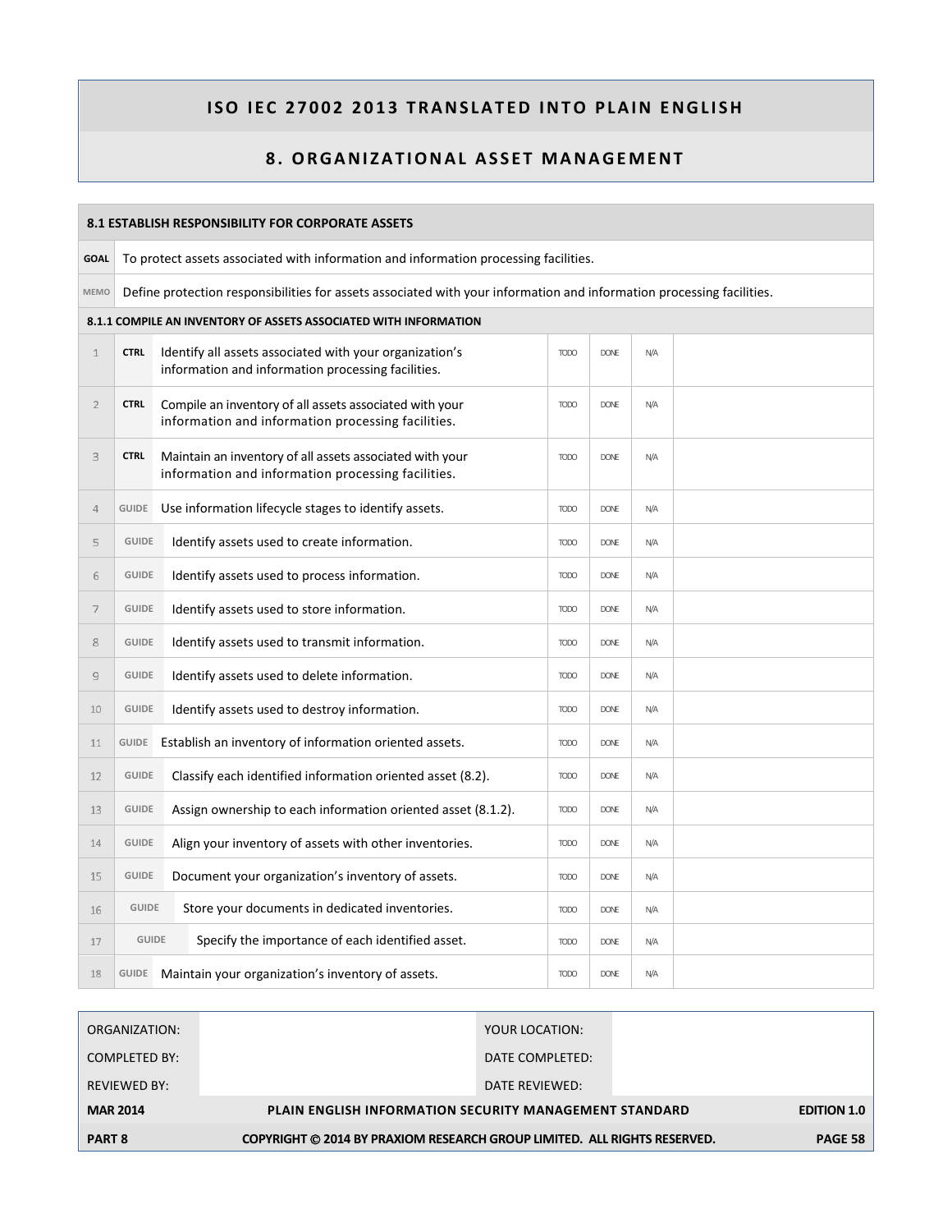## ISO IEC 27002 2013 TRANSLATED INTO PLAIN ENGLISH

## 8. ORGANIZATIONAL ASSET MANAGEMENT

### 8.1 ESTABLISH RESPONSIBILITY FOR CORPORATE ASSETS

| | |
|---|---|
| **GOAL** | To protect assets associated with information and information processing facilities. |
| MEMO | Define protection responsibilities for assets associated with your information and information processing facilities. |

#### 8.1.1 COMPILE AN INVENTORY OF ASSETS ASSOCIATED WITH INFORMATION

| # | Type | Item | | | | |
|---|---|---|---|---|---|---|
| 1 | **CTRL** | Identify all assets associated with your organization's information and information processing facilities. | TODO | DONE | N/A | |
| 2 | **CTRL** | Compile an inventory of all assets associated with your information and information processing facilities. | TODO | DONE | N/A | |
| 3 | **CTRL** | Maintain an inventory of all assets associated with your information and information processing facilities. | TODO | DONE | N/A | |
| 4 | GUIDE | Use information lifecycle stages to identify assets. | TODO | DONE | N/A | |
| 5 | GUIDE | Identify assets used to create information. | TODO | DONE | N/A | |
| 6 | GUIDE | Identify assets used to process information. | TODO | DONE | N/A | |
| 7 | GUIDE | Identify assets used to store information. | TODO | DONE | N/A | |
| 8 | GUIDE | Identify assets used to transmit information. | TODO | DONE | N/A | |
| 9 | GUIDE | Identify assets used to delete information. | TODO | DONE | N/A | |
| 10 | GUIDE | Identify assets used to destroy information. | TODO | DONE | N/A | |
| 11 | GUIDE | Establish an inventory of information oriented assets. | TODO | DONE | N/A | |
| 12 | GUIDE | Classify each identified information oriented asset (8.2). | TODO | DONE | N/A | |
| 13 | GUIDE | Assign ownership to each information oriented asset (8.1.2). | TODO | DONE | N/A | |
| 14 | GUIDE | Align your inventory of assets with other inventories. | TODO | DONE | N/A | |
| 15 | GUIDE | Document your organization's inventory of assets. | TODO | DONE | N/A | |
| 16 | GUIDE | Store your documents in dedicated inventories. | TODO | DONE | N/A | |
| 17 | GUIDE | Specify the importance of each identified asset. | TODO | DONE | N/A | |
| 18 | GUIDE | Maintain your organization's inventory of assets. | TODO | DONE | N/A | |

| | | | |
|---|---|---|---|
| ORGANIZATION: | | YOUR LOCATION: | |
| COMPLETED BY: | | DATE COMPLETED: | |
| REVIEWED BY: | | DATE REVIEWED: | |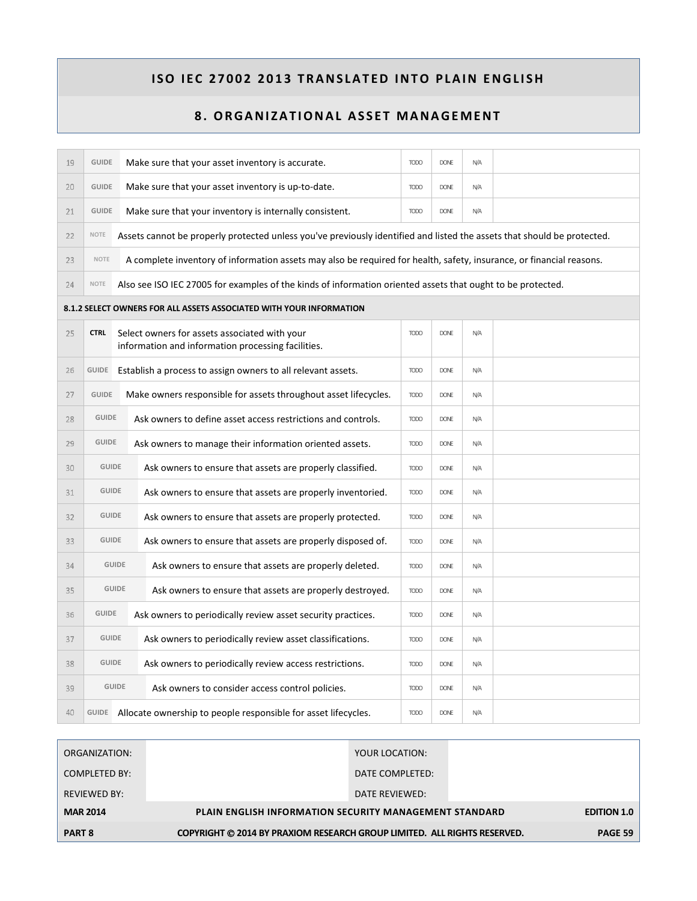# ISO IEC 27002 2013 TRANSLATED INTO PLAIN ENGLISH

## 8. ORGANIZATIONAL ASSET MANAGEMENT

| | | | | | | |
|---|---|---|---|---|---|---|
| 19 | GUIDE | Make sure that your asset inventory is accurate. | TODO | DONE | N/A | |
| 20 | GUIDE | Make sure that your asset inventory is up-to-date. | TODO | DONE | N/A | |
| 21 | GUIDE | Make sure that your inventory is internally consistent. | TODO | DONE | N/A | |
| 22 | NOTE | Assets cannot be properly protected unless you've previously identified and listed the assets that should be protected. | | | | |
| 23 | NOTE | A complete inventory of information assets may also be required for health, safety, insurance, or financial reasons. | | | | |
| 24 | NOTE | Also see ISO IEC 27005 for examples of the kinds of information oriented assets that ought to be protected. | | | | |
| **8.1.2 SELECT OWNERS FOR ALL ASSETS ASSOCIATED WITH YOUR INFORMATION** | | | | | | |
| 25 | **CTRL** | Select owners for assets associated with your information and information processing facilities. | TODO | DONE | N/A | |
| 26 | GUIDE | Establish a process to assign owners to all relevant assets. | TODO | DONE | N/A | |
| 27 | GUIDE | Make owners responsible for assets throughout asset lifecycles. | TODO | DONE | N/A | |
| 28 | GUIDE | Ask owners to define asset access restrictions and controls. | TODO | DONE | N/A | |
| 29 | GUIDE | Ask owners to manage their information oriented assets. | TODO | DONE | N/A | |
| 30 | GUIDE | Ask owners to ensure that assets are properly classified. | TODO | DONE | N/A | |
| 31 | GUIDE | Ask owners to ensure that assets are properly inventoried. | TODO | DONE | N/A | |
| 32 | GUIDE | Ask owners to ensure that assets are properly protected. | TODO | DONE | N/A | |
| 33 | GUIDE | Ask owners to ensure that assets are properly disposed of. | TODO | DONE | N/A | |
| 34 | GUIDE | Ask owners to ensure that assets are properly deleted. | TODO | DONE | N/A | |
| 35 | GUIDE | Ask owners to ensure that assets are properly destroyed. | TODO | DONE | N/A | |
| 36 | GUIDE | Ask owners to periodically review asset security practices. | TODO | DONE | N/A | |
| 37 | GUIDE | Ask owners to periodically review asset classifications. | TODO | DONE | N/A | |
| 38 | GUIDE | Ask owners to periodically review access restrictions. | TODO | DONE | N/A | |
| 39 | GUIDE | Ask owners to consider access control policies. | TODO | DONE | N/A | |
| 40 | GUIDE | Allocate ownership to people responsible for asset lifecycles. | TODO | DONE | N/A | |

| | | | |
|---|---|---|---|
| ORGANIZATION: | | YOUR LOCATION: | |
| COMPLETED BY: | | DATE COMPLETED: | |
| REVIEWED BY: | | DATE REVIEWED: | |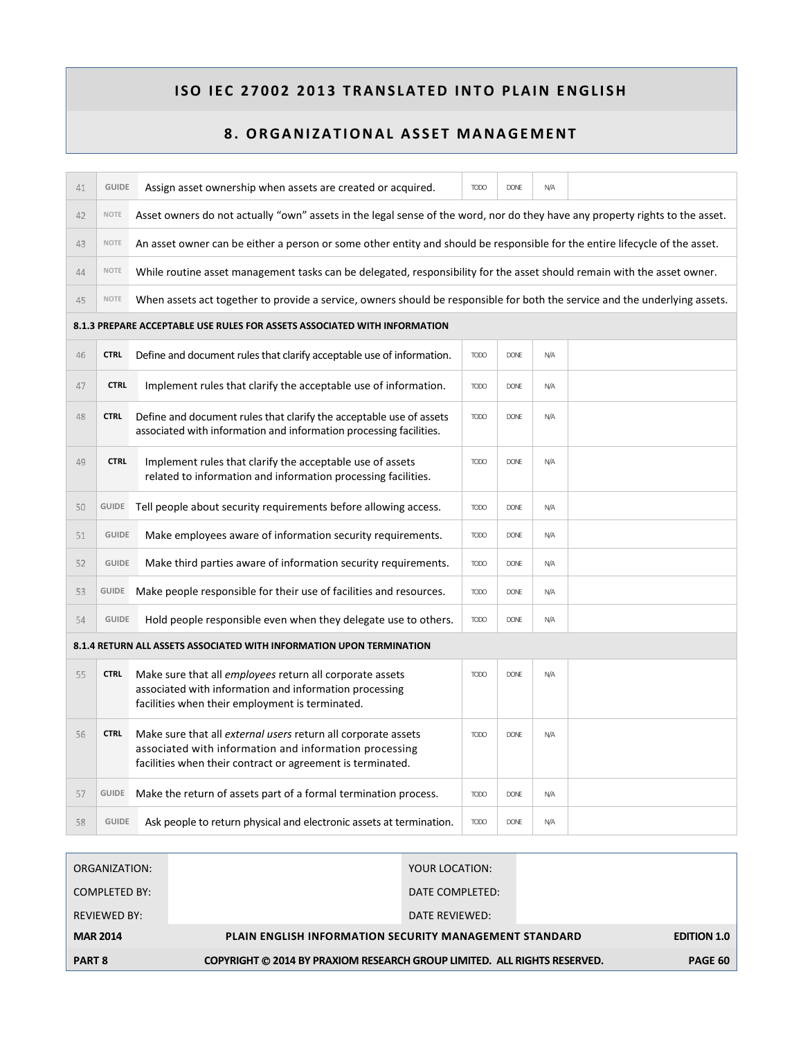# ISO IEC 27002 2013 TRANSLATED INTO PLAIN ENGLISH

## 8. ORGANIZATIONAL ASSET MANAGEMENT

| | | | | | | |
|---|---|---|---|---|---|---|
| 41 | GUIDE | Assign asset ownership when assets are created or acquired. | TODO | DONE | N/A | |
| 42 | NOTE | Asset owners do not actually "own" assets in the legal sense of the word, nor do they have any property rights to the asset. | | | | |
| 43 | NOTE | An asset owner can be either a person or some other entity and should be responsible for the entire lifecycle of the asset. | | | | |
| 44 | NOTE | While routine asset management tasks can be delegated, responsibility for the asset should remain with the asset owner. | | | | |
| 45 | NOTE | When assets act together to provide a service, owners should be responsible for both the service and the underlying assets. | | | | |
| **8.1.3 PREPARE ACCEPTABLE USE RULES FOR ASSETS ASSOCIATED WITH INFORMATION** | | | | | | |
| 46 | **CTRL** | Define and document rules that clarify acceptable use of information. | TODO | DONE | N/A | |
| 47 | **CTRL** | Implement rules that clarify the acceptable use of information. | TODO | DONE | N/A | |
| 48 | **CTRL** | Define and document rules that clarify the acceptable use of assets associated with information and information processing facilities. | TODO | DONE | N/A | |
| 49 | **CTRL** | Implement rules that clarify the acceptable use of assets related to information and information processing facilities. | TODO | DONE | N/A | |
| 50 | GUIDE | Tell people about security requirements before allowing access. | TODO | DONE | N/A | |
| 51 | GUIDE | Make employees aware of information security requirements. | TODO | DONE | N/A | |
| 52 | GUIDE | Make third parties aware of information security requirements. | TODO | DONE | N/A | |
| 53 | GUIDE | Make people responsible for their use of facilities and resources. | TODO | DONE | N/A | |
| 54 | GUIDE | Hold people responsible even when they delegate use to others. | TODO | DONE | N/A | |
| **8.1.4 RETURN ALL ASSETS ASSOCIATED WITH INFORMATION UPON TERMINATION** | | | | | | |
| 55 | **CTRL** | Make sure that all *employees* return all corporate assets associated with information and information processing facilities when their employment is terminated. | TODO | DONE | N/A | |
| 56 | **CTRL** | Make sure that all *external users* return all corporate assets associated with information and information processing facilities when their contract or agreement is terminated. | TODO | DONE | N/A | |
| 57 | GUIDE | Make the return of assets part of a formal termination process. | TODO | DONE | N/A | |
| 58 | GUIDE | Ask people to return physical and electronic assets at termination. | TODO | DONE | N/A | |

| | | | |
|---|---|---|---|
| ORGANIZATION: | | YOUR LOCATION: | |
| COMPLETED BY: | | DATE COMPLETED: | |
| REVIEWED BY: | | DATE REVIEWED: | |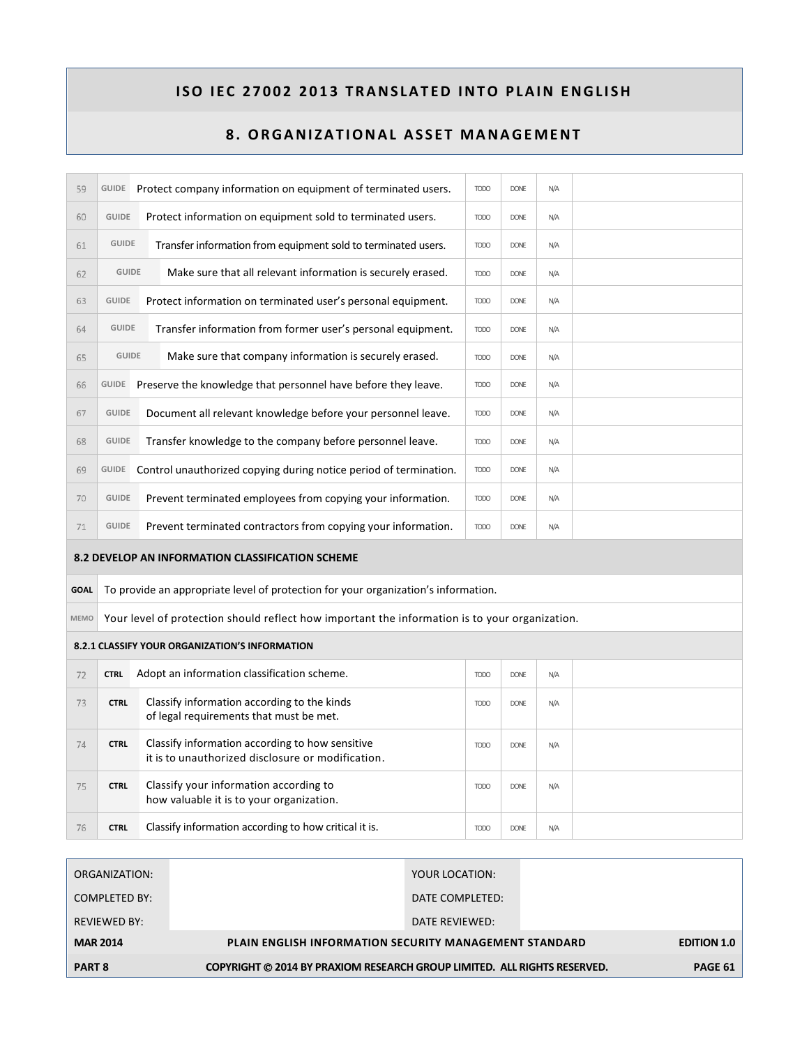# ISO IEC 27002 2013 TRANSLATED INTO PLAIN ENGLISH

## 8. ORGANIZATIONAL ASSET MANAGEMENT

| | | | | | | |
|---|---|---|---|---|---|---|
| 59 | GUIDE | Protect company information on equipment of terminated users. | TODO | DONE | N/A | |
| 60 | GUIDE | Protect information on equipment sold to terminated users. | TODO | DONE | N/A | |
| 61 | GUIDE | Transfer information from equipment sold to terminated users. | TODO | DONE | N/A | |
| 62 | GUIDE | Make sure that all relevant information is securely erased. | TODO | DONE | N/A | |
| 63 | GUIDE | Protect information on terminated user's personal equipment. | TODO | DONE | N/A | |
| 64 | GUIDE | Transfer information from former user's personal equipment. | TODO | DONE | N/A | |
| 65 | GUIDE | Make sure that company information is securely erased. | TODO | DONE | N/A | |
| 66 | GUIDE | Preserve the knowledge that personnel have before they leave. | TODO | DONE | N/A | |
| 67 | GUIDE | Document all relevant knowledge before your personnel leave. | TODO | DONE | N/A | |
| 68 | GUIDE | Transfer knowledge to the company before personnel leave. | TODO | DONE | N/A | |
| 69 | GUIDE | Control unauthorized copying during notice period of termination. | TODO | DONE | N/A | |
| 70 | GUIDE | Prevent terminated employees from copying your information. | TODO | DONE | N/A | |
| 71 | GUIDE | Prevent terminated contractors from copying your information. | TODO | DONE | N/A | |

### 8.2 DEVELOP AN INFORMATION CLASSIFICATION SCHEME

**GOAL** To provide an appropriate level of protection for your organization's information.

**MEMO** Your level of protection should reflect how important the information is to your organization.

#### 8.2.1 CLASSIFY YOUR ORGANIZATION'S INFORMATION

| | | | | | | |
|---|---|---|---|---|---|---|
| 72 | CTRL | Adopt an information classification scheme. | TODO | DONE | N/A | |
| 73 | CTRL | Classify information according to the kinds of legal requirements that must be met. | TODO | DONE | N/A | |
| 74 | CTRL | Classify information according to how sensitive it is to unauthorized disclosure or modification. | TODO | DONE | N/A | |
| 75 | CTRL | Classify your information according to how valuable it is to your organization. | TODO | DONE | N/A | |
| 76 | CTRL | Classify information according to how critical it is. | TODO | DONE | N/A | |

| | | | |
|---|---|---|---|
| ORGANIZATION: | | YOUR LOCATION: | |
| COMPLETED BY: | | DATE COMPLETED: | |
| REVIEWED BY: | | DATE REVIEWED: | |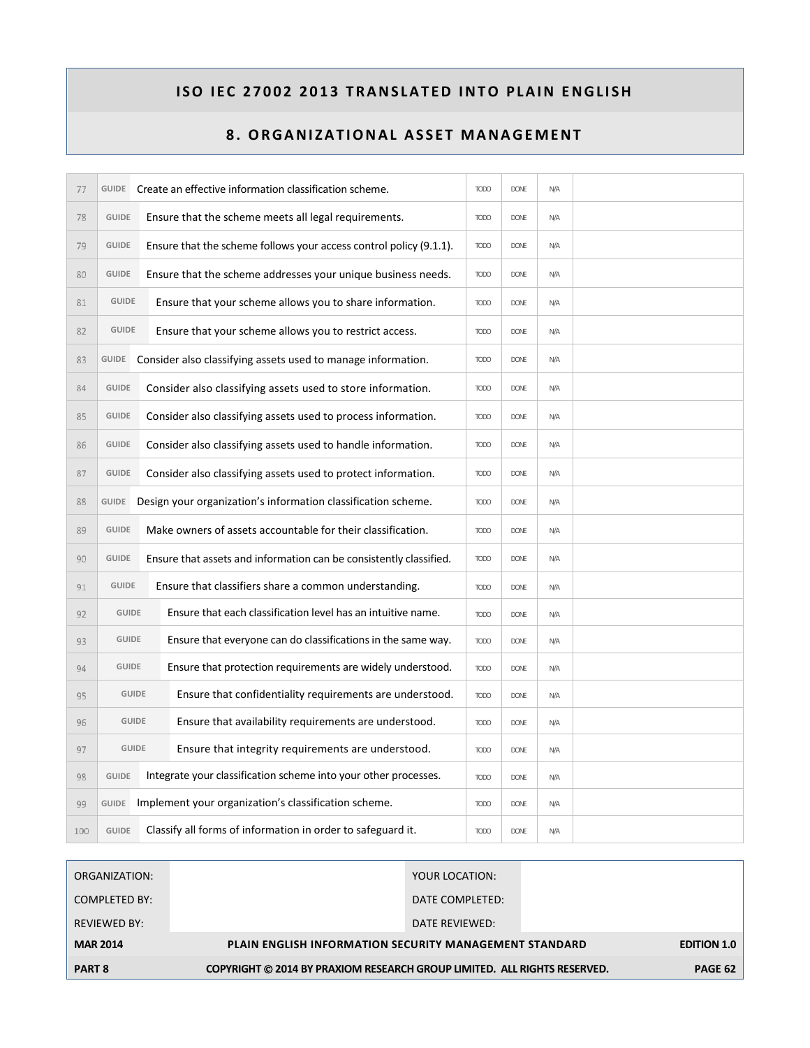# ISO IEC 27002 2013 TRANSLATED INTO PLAIN ENGLISH

## 8. ORGANIZATIONAL ASSET MANAGEMENT

| | | | | | | |
|---|---|---|---|---|---|---|
| 77 | GUIDE | Create an effective information classification scheme. | TODO | DONE | N/A | |
| 78 | GUIDE | Ensure that the scheme meets all legal requirements. | TODO | DONE | N/A | |
| 79 | GUIDE | Ensure that the scheme follows your access control policy (9.1.1). | TODO | DONE | N/A | |
| 80 | GUIDE | Ensure that the scheme addresses your unique business needs. | TODO | DONE | N/A | |
| 81 | GUIDE | Ensure that your scheme allows you to share information. | TODO | DONE | N/A | |
| 82 | GUIDE | Ensure that your scheme allows you to restrict access. | TODO | DONE | N/A | |
| 83 | GUIDE | Consider also classifying assets used to manage information. | TODO | DONE | N/A | |
| 84 | GUIDE | Consider also classifying assets used to store information. | TODO | DONE | N/A | |
| 85 | GUIDE | Consider also classifying assets used to process information. | TODO | DONE | N/A | |
| 86 | GUIDE | Consider also classifying assets used to handle information. | TODO | DONE | N/A | |
| 87 | GUIDE | Consider also classifying assets used to protect information. | TODO | DONE | N/A | |
| 88 | GUIDE | Design your organization's information classification scheme. | TODO | DONE | N/A | |
| 89 | GUIDE | Make owners of assets accountable for their classification. | TODO | DONE | N/A | |
| 90 | GUIDE | Ensure that assets and information can be consistently classified. | TODO | DONE | N/A | |
| 91 | GUIDE | Ensure that classifiers share a common understanding. | TODO | DONE | N/A | |
| 92 | GUIDE | Ensure that each classification level has an intuitive name. | TODO | DONE | N/A | |
| 93 | GUIDE | Ensure that everyone can do classifications in the same way. | TODO | DONE | N/A | |
| 94 | GUIDE | Ensure that protection requirements are widely understood. | TODO | DONE | N/A | |
| 95 | GUIDE | Ensure that confidentiality requirements are understood. | TODO | DONE | N/A | |
| 96 | GUIDE | Ensure that availability requirements are understood. | TODO | DONE | N/A | |
| 97 | GUIDE | Ensure that integrity requirements are understood. | TODO | DONE | N/A | |
| 98 | GUIDE | Integrate your classification scheme into your other processes. | TODO | DONE | N/A | |
| 99 | GUIDE | Implement your organization's classification scheme. | TODO | DONE | N/A | |
| 100 | GUIDE | Classify all forms of information in order to safeguard it. | TODO | DONE | N/A | |

| | | | |
|---|---|---|---|
| ORGANIZATION: | | YOUR LOCATION: | |
| COMPLETED BY: | | DATE COMPLETED: | |
| REVIEWED BY: | | DATE REVIEWED: | |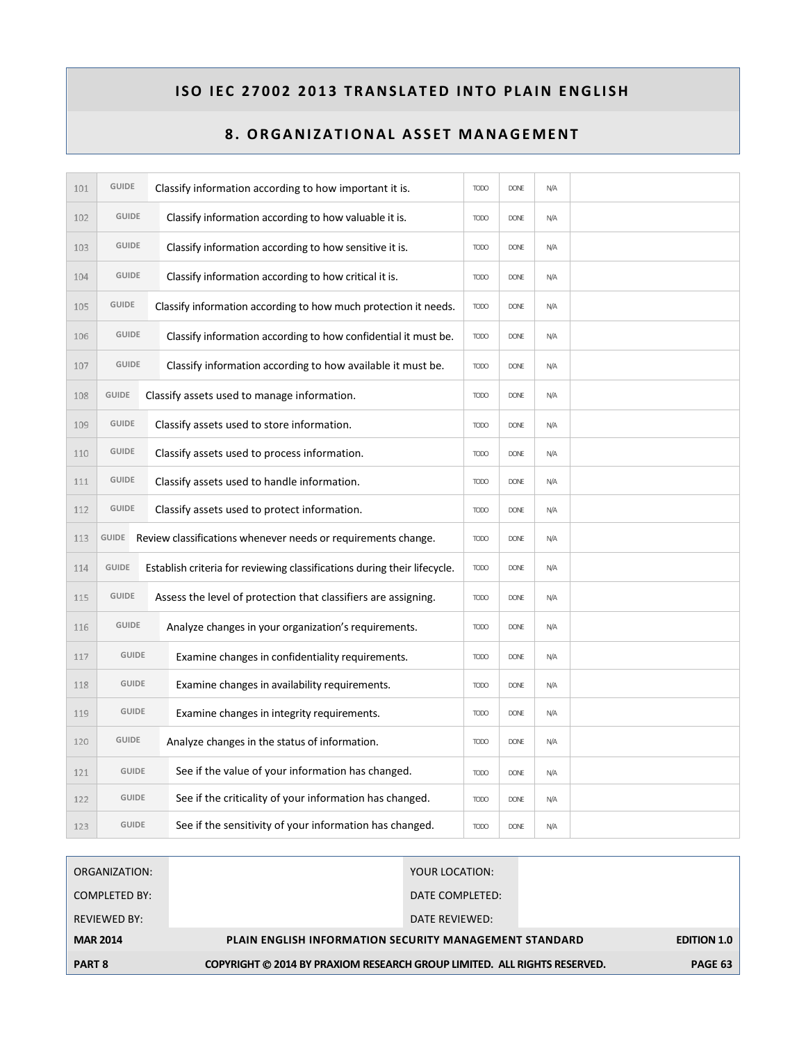# ISO IEC 27002 2013 TRANSLATED INTO PLAIN ENGLISH

## 8. ORGANIZATIONAL ASSET MANAGEMENT

| | | | | | | |
|---|---|---|---|---|---|---|
| 101 | GUIDE | Classify information according to how important it is. | TODO | DONE | N/A | |
| 102 | GUIDE | Classify information according to how valuable it is. | TODO | DONE | N/A | |
| 103 | GUIDE | Classify information according to how sensitive it is. | TODO | DONE | N/A | |
| 104 | GUIDE | Classify information according to how critical it is. | TODO | DONE | N/A | |
| 105 | GUIDE | Classify information according to how much protection it needs. | TODO | DONE | N/A | |
| 106 | GUIDE | Classify information according to how confidential it must be. | TODO | DONE | N/A | |
| 107 | GUIDE | Classify information according to how available it must be. | TODO | DONE | N/A | |
| 108 | GUIDE | Classify assets used to manage information. | TODO | DONE | N/A | |
| 109 | GUIDE | Classify assets used to store information. | TODO | DONE | N/A | |
| 110 | GUIDE | Classify assets used to process information. | TODO | DONE | N/A | |
| 111 | GUIDE | Classify assets used to handle information. | TODO | DONE | N/A | |
| 112 | GUIDE | Classify assets used to protect information. | TODO | DONE | N/A | |
| 113 | GUIDE | Review classifications whenever needs or requirements change. | TODO | DONE | N/A | |
| 114 | GUIDE | Establish criteria for reviewing classifications during their lifecycle. | TODO | DONE | N/A | |
| 115 | GUIDE | Assess the level of protection that classifiers are assigning. | TODO | DONE | N/A | |
| 116 | GUIDE | Analyze changes in your organization's requirements. | TODO | DONE | N/A | |
| 117 | GUIDE | Examine changes in confidentiality requirements. | TODO | DONE | N/A | |
| 118 | GUIDE | Examine changes in availability requirements. | TODO | DONE | N/A | |
| 119 | GUIDE | Examine changes in integrity requirements. | TODO | DONE | N/A | |
| 120 | GUIDE | Analyze changes in the status of information. | TODO | DONE | N/A | |
| 121 | GUIDE | See if the value of your information has changed. | TODO | DONE | N/A | |
| 122 | GUIDE | See if the criticality of your information has changed. | TODO | DONE | N/A | |
| 123 | GUIDE | See if the sensitivity of your information has changed. | TODO | DONE | N/A | |

| | | | |
|---|---|---|---|
| ORGANIZATION: | | YOUR LOCATION: | |
| COMPLETED BY: | | DATE COMPLETED: | |
| REVIEWED BY: | | DATE REVIEWED: | |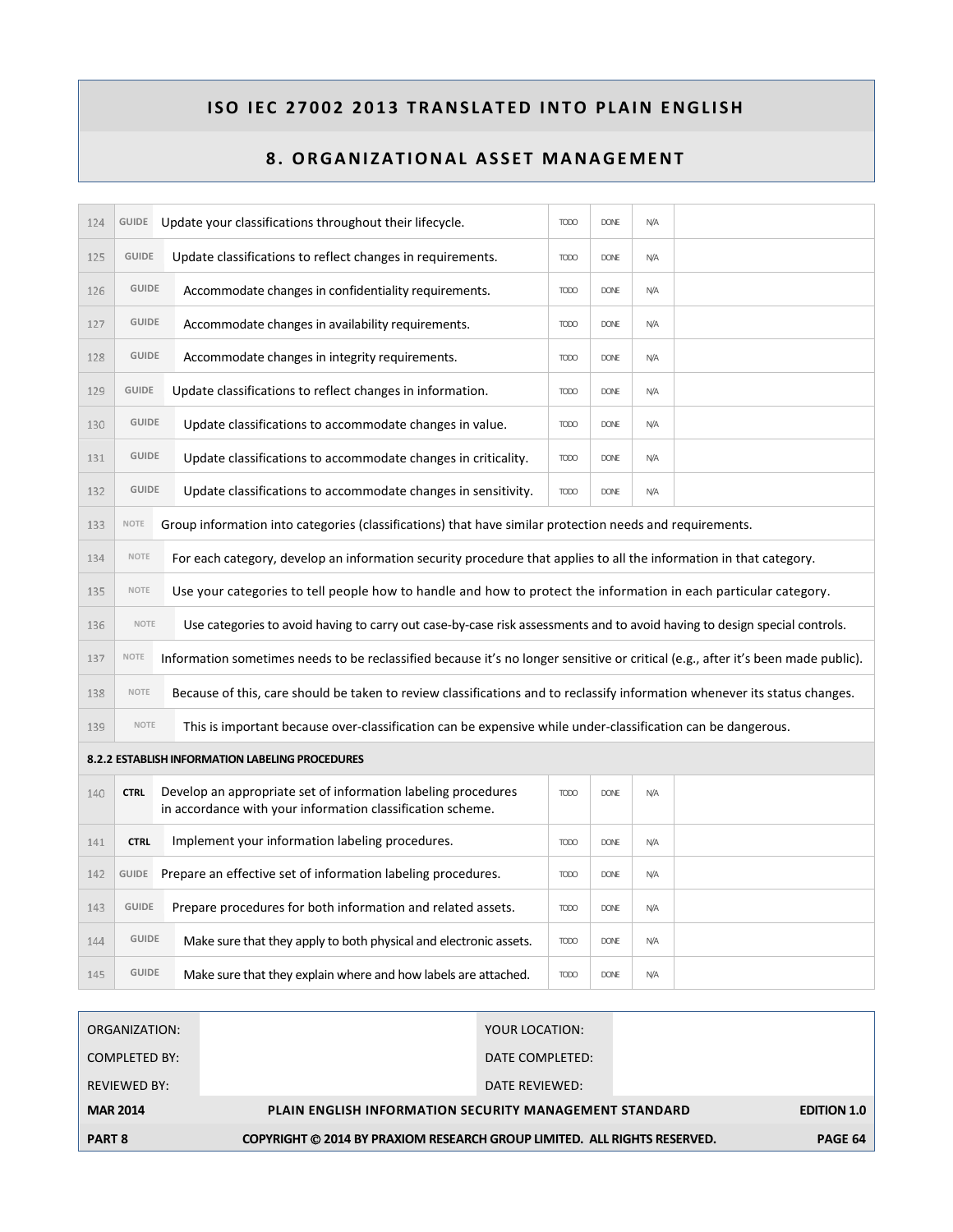# ISO IEC 27002 2013 TRANSLATED INTO PLAIN ENGLISH

## 8. ORGANIZATIONAL ASSET MANAGEMENT

| # | Type | Item | TODO | DONE | N/A | Notes |
|---|---|---|---|---|---|---|
| 124 | GUIDE | Update your classifications throughout their lifecycle. | TODO | DONE | N/A | |
| 125 | GUIDE | Update classifications to reflect changes in requirements. | TODO | DONE | N/A | |
| 126 | GUIDE | Accommodate changes in confidentiality requirements. | TODO | DONE | N/A | |
| 127 | GUIDE | Accommodate changes in availability requirements. | TODO | DONE | N/A | |
| 128 | GUIDE | Accommodate changes in integrity requirements. | TODO | DONE | N/A | |
| 129 | GUIDE | Update classifications to reflect changes in information. | TODO | DONE | N/A | |
| 130 | GUIDE | Update classifications to accommodate changes in value. | TODO | DONE | N/A | |
| 131 | GUIDE | Update classifications to accommodate changes in criticality. | TODO | DONE | N/A | |
| 132 | GUIDE | Update classifications to accommodate changes in sensitivity. | TODO | DONE | N/A | |
| 133 | NOTE | Group information into categories (classifications) that have similar protection needs and requirements. | | | | |
| 134 | NOTE | For each category, develop an information security procedure that applies to all the information in that category. | | | | |
| 135 | NOTE | Use your categories to tell people how to handle and how to protect the information in each particular category. | | | | |
| 136 | NOTE | Use categories to avoid having to carry out case-by-case risk assessments and to avoid having to design special controls. | | | | |
| 137 | NOTE | Information sometimes needs to be reclassified because it's no longer sensitive or critical (e.g., after it's been made public). | | | | |
| 138 | NOTE | Because of this, care should be taken to review classifications and to reclassify information whenever its status changes. | | | | |
| 139 | NOTE | This is important because over-classification can be expensive while under-classification can be dangerous. | | | | |
| **8.2.2 ESTABLISH INFORMATION LABELING PROCEDURES** | | | | | | |
| 140 | CTRL | Develop an appropriate set of information labeling procedures in accordance with your information classification scheme. | TODO | DONE | N/A | |
| 141 | CTRL | Implement your information labeling procedures. | TODO | DONE | N/A | |
| 142 | GUIDE | Prepare an effective set of information labeling procedures. | TODO | DONE | N/A | |
| 143 | GUIDE | Prepare procedures for both information and related assets. | TODO | DONE | N/A | |
| 144 | GUIDE | Make sure that they apply to both physical and electronic assets. | TODO | DONE | N/A | |
| 145 | GUIDE | Make sure that they explain where and how labels are attached. | TODO | DONE | N/A | |

| | | | |
|---|---|---|---|
| ORGANIZATION: | | YOUR LOCATION: | |
| COMPLETED BY: | | DATE COMPLETED: | |
| REVIEWED BY: | | DATE REVIEWED: | |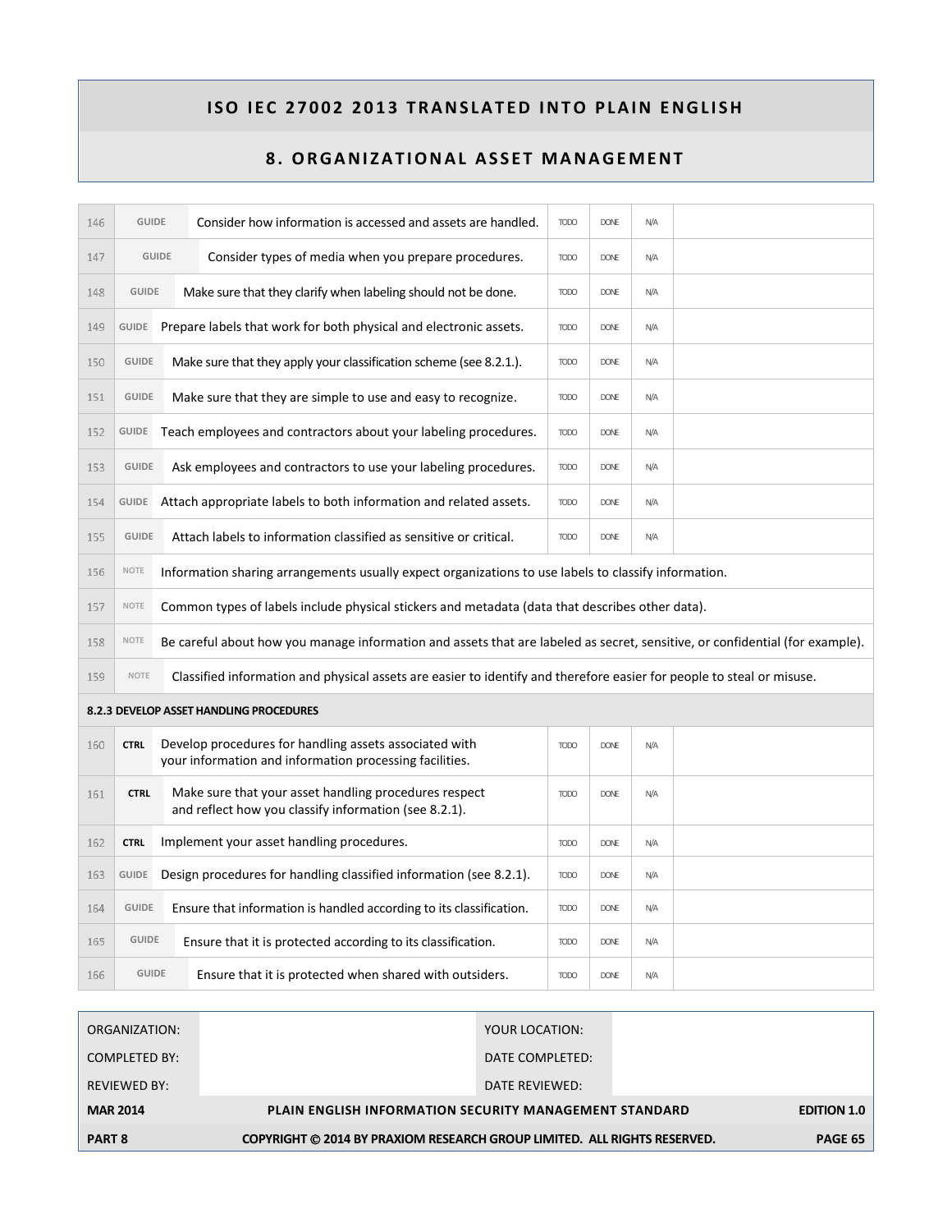# ISO IEC 27002 2013 TRANSLATED INTO PLAIN ENGLISH

## 8. ORGANIZATIONAL ASSET MANAGEMENT

| | | | | | | |
|---|---|---|---|---|---|---|
| 146 | GUIDE | Consider how information is accessed and assets are handled. | TODO | DONE | N/A | |
| 147 | GUIDE | Consider types of media when you prepare procedures. | TODO | DONE | N/A | |
| 148 | GUIDE | Make sure that they clarify when labeling should not be done. | TODO | DONE | N/A | |
| 149 | GUIDE | Prepare labels that work for both physical and electronic assets. | TODO | DONE | N/A | |
| 150 | GUIDE | Make sure that they apply your classification scheme (see 8.2.1.). | TODO | DONE | N/A | |
| 151 | GUIDE | Make sure that they are simple to use and easy to recognize. | TODO | DONE | N/A | |
| 152 | GUIDE | Teach employees and contractors about your labeling procedures. | TODO | DONE | N/A | |
| 153 | GUIDE | Ask employees and contractors to use your labeling procedures. | TODO | DONE | N/A | |
| 154 | GUIDE | Attach appropriate labels to both information and related assets. | TODO | DONE | N/A | |
| 155 | GUIDE | Attach labels to information classified as sensitive or critical. | TODO | DONE | N/A | |
| 156 | NOTE | Information sharing arrangements usually expect organizations to use labels to classify information. | | | | |
| 157 | NOTE | Common types of labels include physical stickers and metadata (data that describes other data). | | | | |
| 158 | NOTE | Be careful about how you manage information and assets that are labeled as secret, sensitive, or confidential (for example). | | | | |
| 159 | NOTE | Classified information and physical assets are easier to identify and therefore easier for people to steal or misuse. | | | | |
| **8.2.3 DEVELOP ASSET HANDLING PROCEDURES** | | | | | | |
| 160 | **CTRL** | Develop procedures for handling assets associated with your information and information processing facilities. | TODO | DONE | N/A | |
| 161 | **CTRL** | Make sure that your asset handling procedures respect and reflect how you classify information (see 8.2.1). | TODO | DONE | N/A | |
| 162 | **CTRL** | Implement your asset handling procedures. | TODO | DONE | N/A | |
| 163 | GUIDE | Design procedures for handling classified information (see 8.2.1). | TODO | DONE | N/A | |
| 164 | GUIDE | Ensure that information is handled according to its classification. | TODO | DONE | N/A | |
| 165 | GUIDE | Ensure that it is protected according to its classification. | TODO | DONE | N/A | |
| 166 | GUIDE | Ensure that it is protected when shared with outsiders. | TODO | DONE | N/A | |

| | | | |
|---|---|---|---|
| ORGANIZATION: | | YOUR LOCATION: | |
| COMPLETED BY: | | DATE COMPLETED: | |
| REVIEWED BY: | | DATE REVIEWED: | |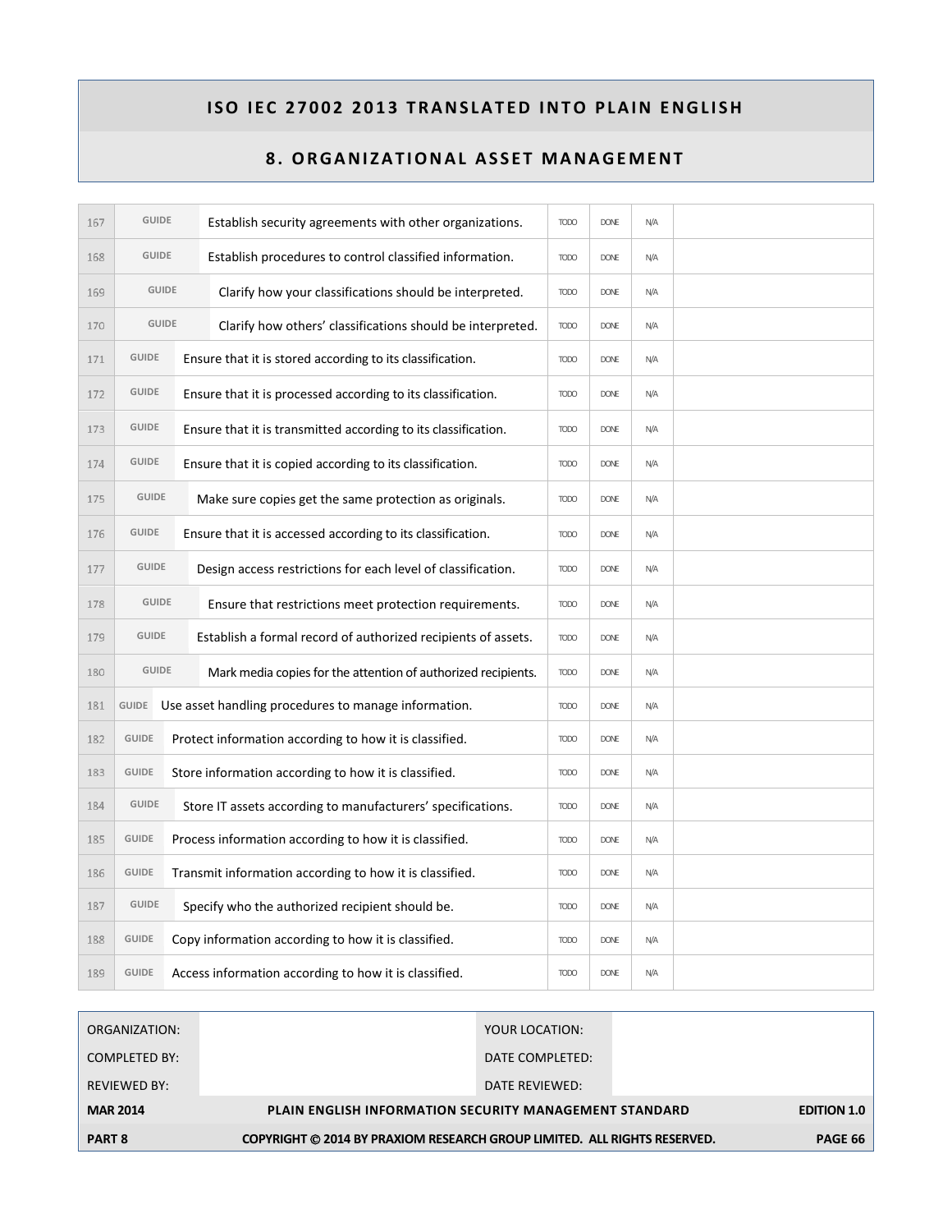# ISO IEC 27002 2013 TRANSLATED INTO PLAIN ENGLISH

## 8. ORGANIZATIONAL ASSET MANAGEMENT

| | | | | | | |
|---|---|---|---|---|---|---|
| 167 | GUIDE | Establish security agreements with other organizations. | TODO | DONE | N/A | |
| 168 | GUIDE | Establish procedures to control classified information. | TODO | DONE | N/A | |
| 169 | GUIDE | Clarify how your classifications should be interpreted. | TODO | DONE | N/A | |
| 170 | GUIDE | Clarify how others' classifications should be interpreted. | TODO | DONE | N/A | |
| 171 | GUIDE | Ensure that it is stored according to its classification. | TODO | DONE | N/A | |
| 172 | GUIDE | Ensure that it is processed according to its classification. | TODO | DONE | N/A | |
| 173 | GUIDE | Ensure that it is transmitted according to its classification. | TODO | DONE | N/A | |
| 174 | GUIDE | Ensure that it is copied according to its classification. | TODO | DONE | N/A | |
| 175 | GUIDE | Make sure copies get the same protection as originals. | TODO | DONE | N/A | |
| 176 | GUIDE | Ensure that it is accessed according to its classification. | TODO | DONE | N/A | |
| 177 | GUIDE | Design access restrictions for each level of classification. | TODO | DONE | N/A | |
| 178 | GUIDE | Ensure that restrictions meet protection requirements. | TODO | DONE | N/A | |
| 179 | GUIDE | Establish a formal record of authorized recipients of assets. | TODO | DONE | N/A | |
| 180 | GUIDE | Mark media copies for the attention of authorized recipients. | TODO | DONE | N/A | |
| 181 | GUIDE | Use asset handling procedures to manage information. | TODO | DONE | N/A | |
| 182 | GUIDE | Protect information according to how it is classified. | TODO | DONE | N/A | |
| 183 | GUIDE | Store information according to how it is classified. | TODO | DONE | N/A | |
| 184 | GUIDE | Store IT assets according to manufacturers' specifications. | TODO | DONE | N/A | |
| 185 | GUIDE | Process information according to how it is classified. | TODO | DONE | N/A | |
| 186 | GUIDE | Transmit information according to how it is classified. | TODO | DONE | N/A | |
| 187 | GUIDE | Specify who the authorized recipient should be. | TODO | DONE | N/A | |
| 188 | GUIDE | Copy information according to how it is classified. | TODO | DONE | N/A | |
| 189 | GUIDE | Access information according to how it is classified. | TODO | DONE | N/A | |

| | | | |
|---|---|---|---|
| ORGANIZATION: | | YOUR LOCATION: | |
| COMPLETED BY: | | DATE COMPLETED: | |
| REVIEWED BY: | | DATE REVIEWED: | |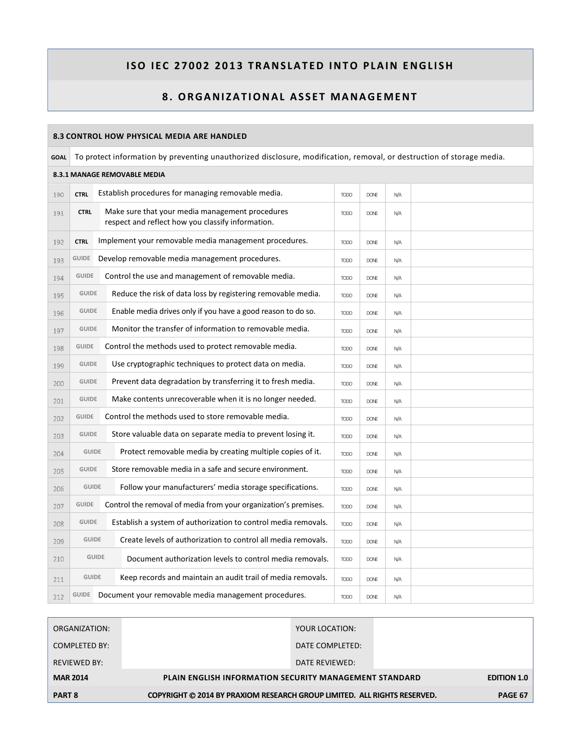## ISO IEC 27002 2013 TRANSLATED INTO PLAIN ENGLISH

## 8. ORGANIZATIONAL ASSET MANAGEMENT

| | | **8.3 CONTROL HOW PHYSICAL MEDIA ARE HANDLED** | | | | |
|---|---|---|---|---|---|---|
| **GOAL** | | To protect information by preventing unauthorized disclosure, modification, removal, or destruction of storage media. | | | | |
| | | **8.3.1 MANAGE REMOVABLE MEDIA** | | | | |
| 190 | **CTRL** | Establish procedures for managing removable media. | TODO | DONE | N/A | |
| 191 | **CTRL** | Make sure that your media management procedures respect and reflect how you classify information. | TODO | DONE | N/A | |
| 192 | **CTRL** | Implement your removable media management procedures. | TODO | DONE | N/A | |
| 193 | GUIDE | Develop removable media management procedures. | TODO | DONE | N/A | |
| 194 | GUIDE | Control the use and management of removable media. | TODO | DONE | N/A | |
| 195 | GUIDE | Reduce the risk of data loss by registering removable media. | TODO | DONE | N/A | |
| 196 | GUIDE | Enable media drives only if you have a good reason to do so. | TODO | DONE | N/A | |
| 197 | GUIDE | Monitor the transfer of information to removable media. | TODO | DONE | N/A | |
| 198 | GUIDE | Control the methods used to protect removable media. | TODO | DONE | N/A | |
| 199 | GUIDE | Use cryptographic techniques to protect data on media. | TODO | DONE | N/A | |
| 200 | GUIDE | Prevent data degradation by transferring it to fresh media. | TODO | DONE | N/A | |
| 201 | GUIDE | Make contents unrecoverable when it is no longer needed. | TODO | DONE | N/A | |
| 202 | GUIDE | Control the methods used to store removable media. | TODO | DONE | N/A | |
| 203 | GUIDE | Store valuable data on separate media to prevent losing it. | TODO | DONE | N/A | |
| 204 | GUIDE | Protect removable media by creating multiple copies of it. | TODO | DONE | N/A | |
| 205 | GUIDE | Store removable media in a safe and secure environment. | TODO | DONE | N/A | |
| 206 | GUIDE | Follow your manufacturers' media storage specifications. | TODO | DONE | N/A | |
| 207 | GUIDE | Control the removal of media from your organization's premises. | TODO | DONE | N/A | |
| 208 | GUIDE | Establish a system of authorization to control media removals. | TODO | DONE | N/A | |
| 209 | GUIDE | Create levels of authorization to control all media removals. | TODO | DONE | N/A | |
| 210 | GUIDE | Document authorization levels to control media removals. | TODO | DONE | N/A | |
| 211 | GUIDE | Keep records and maintain an audit trail of media removals. | TODO | DONE | N/A | |
| 212 | GUIDE | Document your removable media management procedures. | TODO | DONE | N/A | |

| | | | |
|---|---|---|---|
| ORGANIZATION: | | YOUR LOCATION: | |
| COMPLETED BY: | | DATE COMPLETED: | |
| REVIEWED BY: | | DATE REVIEWED: | |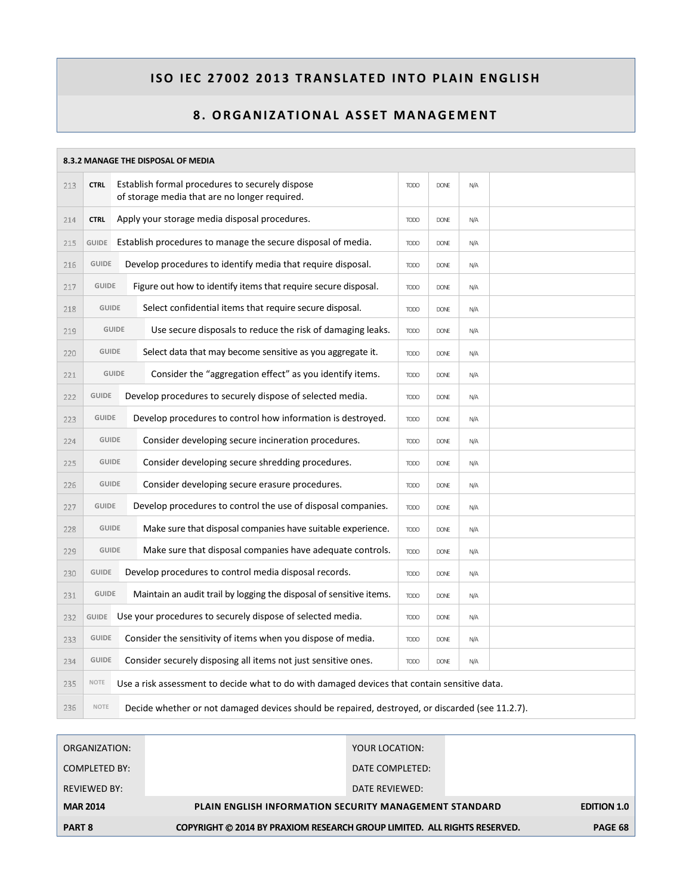# ISO IEC 27002 2013 TRANSLATED INTO PLAIN ENGLISH

## 8. ORGANIZATIONAL ASSET MANAGEMENT

| 8.3.2 MANAGE THE DISPOSAL OF MEDIA | | | | | | |
|---|---|---|---|---|---|---|
| 213 | CTRL | Establish formal procedures to securely dispose of storage media that are no longer required. | TODO | DONE | N/A | |
| 214 | CTRL | Apply your storage media disposal procedures. | TODO | DONE | N/A | |
| 215 | GUIDE | Establish procedures to manage the secure disposal of media. | TODO | DONE | N/A | |
| 216 | GUIDE | Develop procedures to identify media that require disposal. | TODO | DONE | N/A | |
| 217 | GUIDE | Figure out how to identify items that require secure disposal. | TODO | DONE | N/A | |
| 218 | GUIDE | Select confidential items that require secure disposal. | TODO | DONE | N/A | |
| 219 | GUIDE | Use secure disposals to reduce the risk of damaging leaks. | TODO | DONE | N/A | |
| 220 | GUIDE | Select data that may become sensitive as you aggregate it. | TODO | DONE | N/A | |
| 221 | GUIDE | Consider the "aggregation effect" as you identify items. | TODO | DONE | N/A | |
| 222 | GUIDE | Develop procedures to securely dispose of selected media. | TODO | DONE | N/A | |
| 223 | GUIDE | Develop procedures to control how information is destroyed. | TODO | DONE | N/A | |
| 224 | GUIDE | Consider developing secure incineration procedures. | TODO | DONE | N/A | |
| 225 | GUIDE | Consider developing secure shredding procedures. | TODO | DONE | N/A | |
| 226 | GUIDE | Consider developing secure erasure procedures. | TODO | DONE | N/A | |
| 227 | GUIDE | Develop procedures to control the use of disposal companies. | TODO | DONE | N/A | |
| 228 | GUIDE | Make sure that disposal companies have suitable experience. | TODO | DONE | N/A | |
| 229 | GUIDE | Make sure that disposal companies have adequate controls. | TODO | DONE | N/A | |
| 230 | GUIDE | Develop procedures to control media disposal records. | TODO | DONE | N/A | |
| 231 | GUIDE | Maintain an audit trail by logging the disposal of sensitive items. | TODO | DONE | N/A | |
| 232 | GUIDE | Use your procedures to securely dispose of selected media. | TODO | DONE | N/A | |
| 233 | GUIDE | Consider the sensitivity of items when you dispose of media. | TODO | DONE | N/A | |
| 234 | GUIDE | Consider securely disposing all items not just sensitive ones. | TODO | DONE | N/A | |
| 235 | NOTE | Use a risk assessment to decide what to do with damaged devices that contain sensitive data. | | | | |
| 236 | NOTE | Decide whether or not damaged devices should be repaired, destroyed, or discarded (see 11.2.7). | | | | |

| ORGANIZATION: | | YOUR LOCATION: | |
|---|---|---|---|
| COMPLETED BY: | | DATE COMPLETED: | |
| REVIEWED BY: | | DATE REVIEWED: | |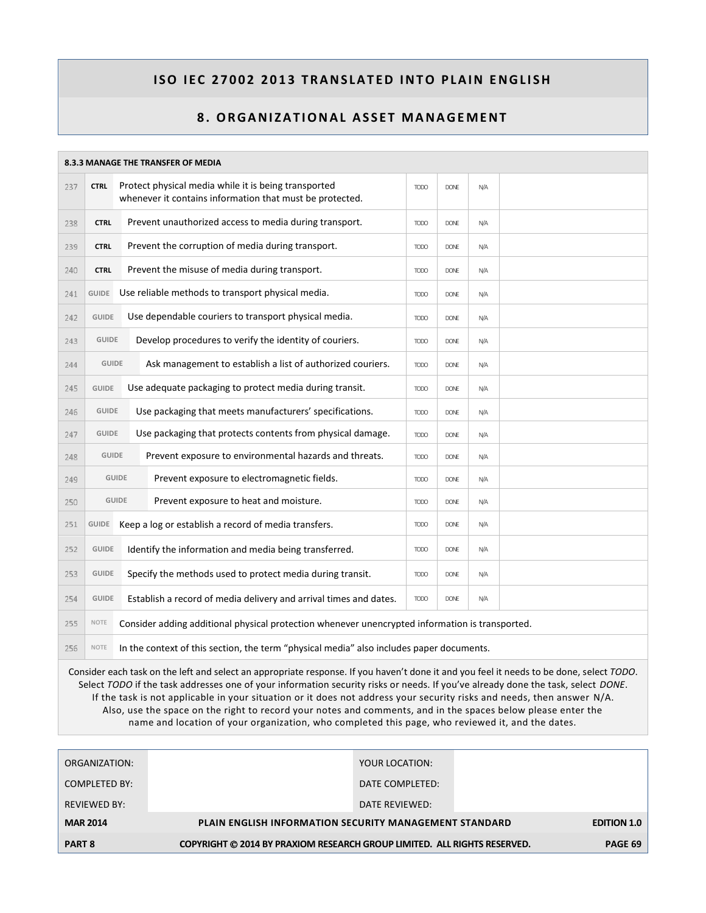# ISO IEC 27002 2013 TRANSLATED INTO PLAIN ENGLISH

## 8. ORGANIZATIONAL ASSET MANAGEMENT

| 8.3.3 MANAGE THE TRANSFER OF MEDIA | | | | | | |
|---|---|---|---|---|---|---|
| 237 | CTRL | Protect physical media while it is being transported whenever it contains information that must be protected. | TODO | DONE | N/A | |
| 238 | CTRL | Prevent unauthorized access to media during transport. | TODO | DONE | N/A | |
| 239 | CTRL | Prevent the corruption of media during transport. | TODO | DONE | N/A | |
| 240 | CTRL | Prevent the misuse of media during transport. | TODO | DONE | N/A | |
| 241 | GUIDE | Use reliable methods to transport physical media. | TODO | DONE | N/A | |
| 242 | GUIDE | Use dependable couriers to transport physical media. | TODO | DONE | N/A | |
| 243 | GUIDE | Develop procedures to verify the identity of couriers. | TODO | DONE | N/A | |
| 244 | GUIDE | Ask management to establish a list of authorized couriers. | TODO | DONE | N/A | |
| 245 | GUIDE | Use adequate packaging to protect media during transit. | TODO | DONE | N/A | |
| 246 | GUIDE | Use packaging that meets manufacturers' specifications. | TODO | DONE | N/A | |
| 247 | GUIDE | Use packaging that protects contents from physical damage. | TODO | DONE | N/A | |
| 248 | GUIDE | Prevent exposure to environmental hazards and threats. | TODO | DONE | N/A | |
| 249 | GUIDE | Prevent exposure to electromagnetic fields. | TODO | DONE | N/A | |
| 250 | GUIDE | Prevent exposure to heat and moisture. | TODO | DONE | N/A | |
| 251 | GUIDE | Keep a log or establish a record of media transfers. | TODO | DONE | N/A | |
| 252 | GUIDE | Identify the information and media being transferred. | TODO | DONE | N/A | |
| 253 | GUIDE | Specify the methods used to protect media during transit. | TODO | DONE | N/A | |
| 254 | GUIDE | Establish a record of media delivery and arrival times and dates. | TODO | DONE | N/A | |
| 255 | NOTE | Consider adding additional physical protection whenever unencrypted information is transported. | | | | |
| 256 | NOTE | In the context of this section, the term "physical media" also includes paper documents. | | | | |

Consider each task on the left and select an appropriate response. If you haven't done it and you feel it needs to be done, select *TODO*. Select *TODO* if the task addresses one of your information security risks or needs. If you've already done the task, select *DONE*. If the task is not applicable in your situation or it does not address your security risks and needs, then answer N/A. Also, use the space on the right to record your notes and comments, and in the spaces below please enter the name and location of your organization, who completed this page, who reviewed it, and the dates.

| | | | |
|---|---|---|---|
| ORGANIZATION: | | YOUR LOCATION: | |
| COMPLETED BY: | | DATE COMPLETED: | |
| REVIEWED BY: | | DATE REVIEWED: | |